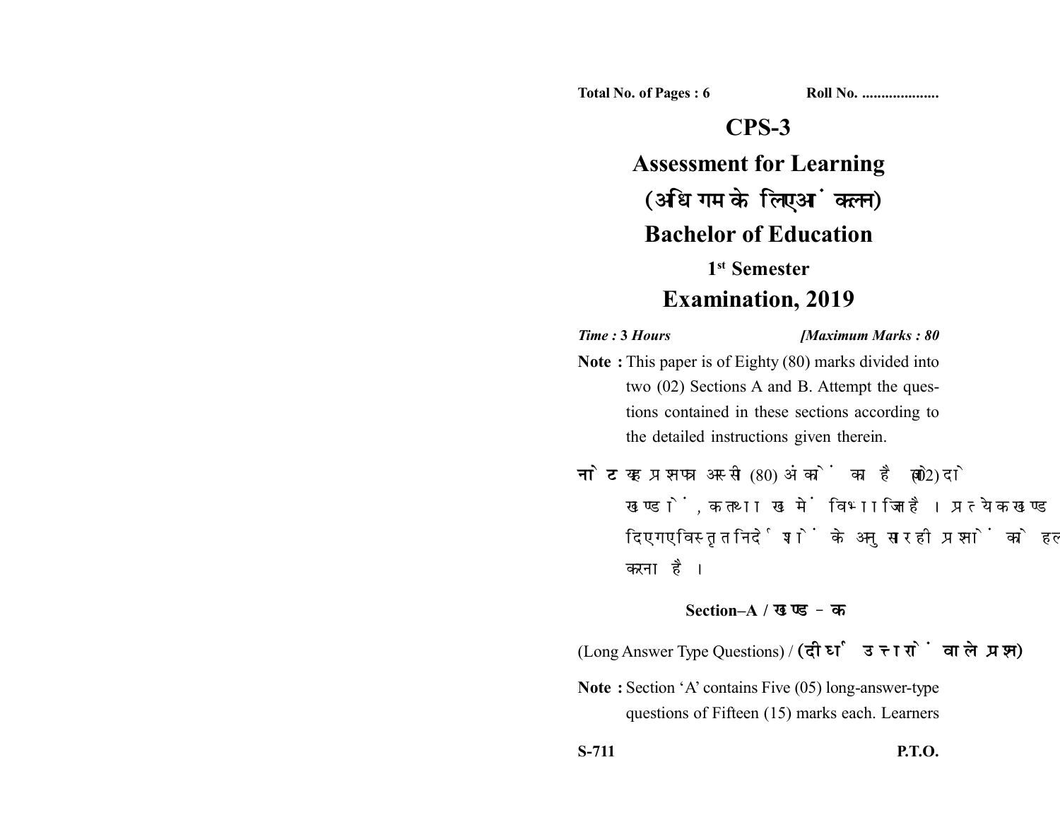Total No. of Pages : 6 Roll No. ....................

# CPS-3

## Assessment for Learning

## (अधिगम के लिए आंकलन)

## Bachelor of Education

### 1st Semester

## Examination, 2019

*Time : 3 Hours* *[Maximum Marks : 80*

**Note :** This paper is of Eighty (80) marks divided into two (02) Sections A and B. Attempt the questions contained in these sections according to the detailed instructions given therein.

**नोट :** यह प्रश्नपत्र अस्सी (80) अंकों का है जो दो (02) खण्डों, क तथा ख में विभाजित है। प्रत्येक खण्ड में दिए गए विस्तृत निर्देशों के अनुसार ही प्रश्नों को हल करना है।

### Section–A / खण्ड – क

(Long Answer Type Questions) / **(दीर्घ उत्तरों वाले प्रश्न)**

**Note :** Section 'A' contains Five (05) long-answer-type questions of Fifteen (15) marks each. Learners

S-711 P.T.O.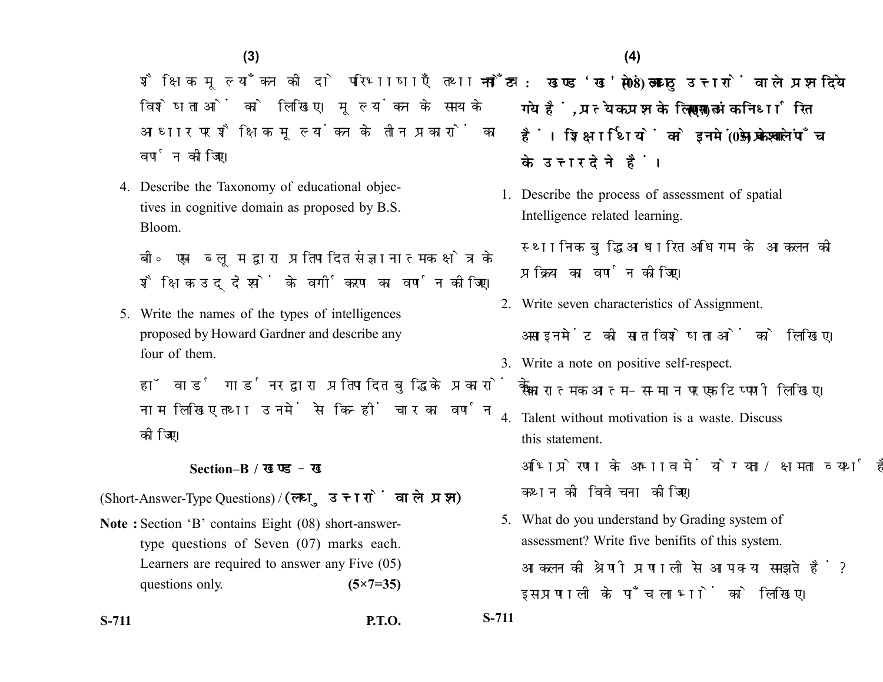शैक्षिक मूल्यांकन की दो परिभाषाएँ तथा पाँच विशेषताओं को लिखिए। मूल्यांकन के समय के आधार पर शैक्षिक मूल्यांकन के तीन प्रकारों का वर्णन कीजिए।

4. Describe the Taxonomy of educational objectives in cognitive domain as proposed by B.S. Bloom.

   बी० एस० ब्लूम द्वारा प्रतिपादित संज्ञानात्मक क्षेत्र के शैक्षिक उद्देश्यों के वर्गीकरण का वर्णन कीजिए।

5. Write the names of the types of intelligences proposed by Howard Gardner and describe any four of them.

   हॉवार्ड गार्डनर द्वारा प्रतिपादित बुद्धि के प्रकारों के नाम लिखिए तथा उनमें से किन्हीं चार का वर्णन कीजिए।

## Section–B / खण्ड – ख

(Short-Answer-Type Questions) / **(लघु उत्तरों वाले प्रश्न)**

**Note :** Section 'B' contains Eight (08) short-answer-type questions of Seven (07) marks each. Learners are required to answer any Five (05) questions only. **(5×7=35)**

**नोट : खण्ड 'ख' में आठ (08) लघु उत्तरों वाले प्रश्न दिये गये हैं, प्रत्येक प्रश्न के लिए सात (07) अंक निर्धारित हैं। शिक्षार्थियों को इनमें से केवल पाँच (05) प्रश्नों के उत्तर देने हैं।**

1. Describe the process of assessment of spatial Intelligence related learning.

   स्थानिक बुद्धि आधारित अधिगम के आकलन की प्रक्रिया का वर्णन कीजिए।

2. Write seven characteristics of Assignment.

   असाइनमेंट की सात विशेषताओं को लिखिए।

3. Write a note on positive self-respect.

   सकारात्मक आत्म-सम्मान पर एक टिप्पणी लिखिए।

4. Talent without motivation is a waste. Discuss this statement.

   अभिप्रेरणा के अभाव में योग्यता/क्षमता व्यर्थ है। कथन की विवेचना कीजिए।

5. What do you understand by Grading system of assessment? Write five benifits of this system.

   आकलन की श्रेणी प्रणाली से आप क्या समझते हैं? इस प्रणाली के पाँच लाभों को लिखिए।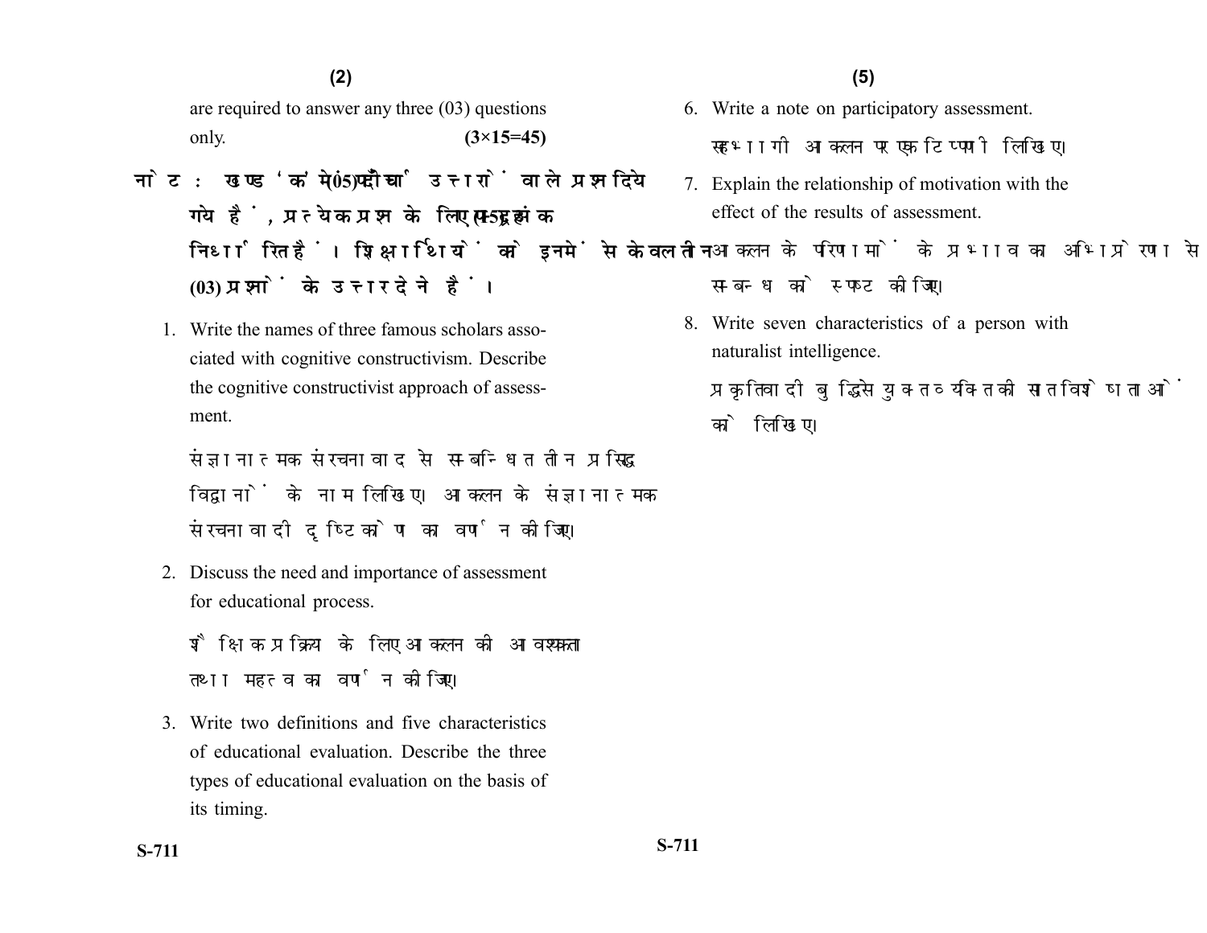are required to answer any three (03) questions only. **(3×15=45)**

**नोट :** खण्ड 'क' में (05) पाँच दीर्घ उत्तरों वाले प्रश्न दिये गये हैं, प्रत्येक प्रश्न के लिए (15) पन्द्रह अंक निर्धारित हैं। शिक्षार्थियों को इनमें से केवल तीन (03) प्रश्नों के उत्तर देने हैं।

1. Write the names of three famous scholars associated with cognitive constructivism. Describe the cognitive constructivist approach of assessment.

   संज्ञानात्मक संरचनावाद से सम्बन्धित तीन प्रसिद्ध विद्वानों के नाम लिखिए। आकलन के संज्ञानात्मक संरचनावादी दृष्टिकोण का वर्णन कीजिए।

2. Discuss the need and importance of assessment for educational process.

   शैक्षिक प्रक्रिया के लिए आकलन की आवश्यकता तथा महत्व का वर्णन कीजिए।

3. Write two definitions and five characteristics of educational evaluation. Describe the three types of educational evaluation on the basis of its timing.

6. Write a note on participatory assessment.

   सहभागी आकलन पर एक टिप्पणी लिखिए।

7. Explain the relationship of motivation with the effect of the results of assessment.

   आकलन के परिणामों के प्रभाव का अभिप्रेरणा से सम्बन्ध को स्पष्ट कीजिए।

8. Write seven characteristics of a person with naturalist intelligence.

   प्रकृतिवादी बुद्धि से युक्त व्यक्ति की सात विशेषताओं को लिखिए।